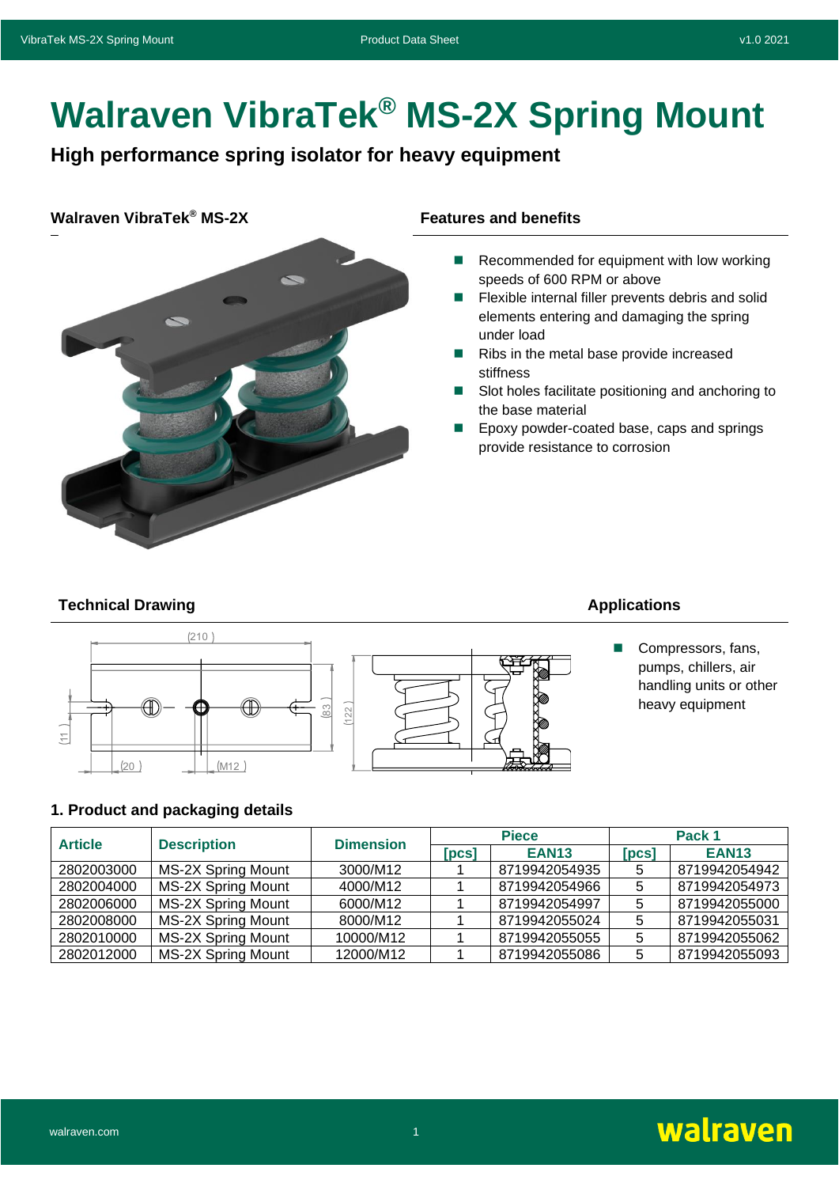# Walraven VibraTek® MS-2X Spring Mount

**High performance spring isolator for heavy equipment**

### Walraven VibraTek® MS-2X

### Features and benefits

- Recommended for equipment with low working speeds of 600 RPM or above
- Flexible internal filler prevents debris and solid elements entering and damaging the spring under load
- Ribs in the metal base provide increased stiffness
- Slot holes facilitate positioning and anchoring to the base material
- Epoxy powder-coated base, caps and springs provide resistance to corrosion

### Technical Drawing

(210) (11) (20) (M12) (83) (122)

### Applications

- Compressors, fans, pumps, chillers, air handling units or other heavy equipment

### 1. Product and packaging details

| Article | Description | Dimension | Piece | | Pack 1 | |
|---|---|---|---|---|---|---|
| | | | [pcs] | EAN13 | [pcs] | EAN13 |
| 2802003000 | MS-2X Spring Mount | 3000/M12 | 1 | 8719942054935 | 5 | 8719942054942 |
| 2802004000 | MS-2X Spring Mount | 4000/M12 | 1 | 8719942054966 | 5 | 8719942054973 |
| 2802006000 | MS-2X Spring Mount | 6000/M12 | 1 | 8719942054997 | 5 | 8719942055000 |
| 2802008000 | MS-2X Spring Mount | 8000/M12 | 1 | 8719942055024 | 5 | 8719942055031 |
| 2802010000 | MS-2X Spring Mount | 10000/M12 | 1 | 8719942055055 | 5 | 8719942055062 |
| 2802012000 | MS-2X Spring Mount | 12000/M12 | 1 | 8719942055086 | 5 | 8719942055093 |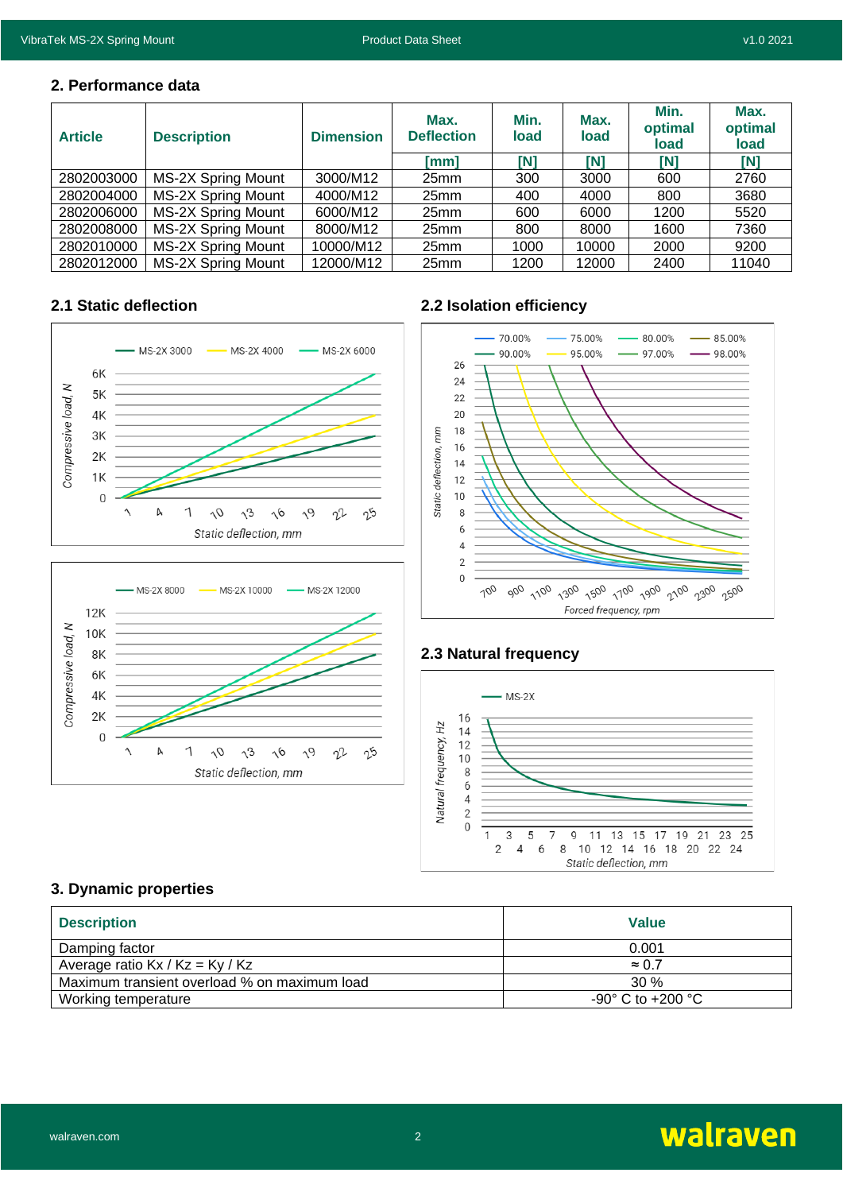## 2. Performance data

| Article | Description | Dimension | Max. Deflection | Min. load | Max. load | Min. optimal load | Max. optimal load |
|---|---|---|---|---|---|---|---|
| | | | [mm] | [N] | [N] | [N] | [N] |
| 2802003000 | MS-2X Spring Mount | 3000/M12 | 25mm | 300 | 3000 | 600 | 2760 |
| 2802004000 | MS-2X Spring Mount | 4000/M12 | 25mm | 400 | 4000 | 800 | 3680 |
| 2802006000 | MS-2X Spring Mount | 6000/M12 | 25mm | 600 | 6000 | 1200 | 5520 |
| 2802008000 | MS-2X Spring Mount | 8000/M12 | 25mm | 800 | 8000 | 1600 | 7360 |
| 2802010000 | MS-2X Spring Mount | 10000/M12 | 25mm | 1000 | 10000 | 2000 | 9200 |
| 2802012000 | MS-2X Spring Mount | 12000/M12 | 25mm | 1200 | 12000 | 2400 | 11040 |

### 2.1 Static deflection

MS-2X 3000 MS-2X 4000 MS-2X 6000

6K 5K 4K 3K 2K 1K 0

Compressive load, N

1 4 7 10 13 16 19 22 25

Static deflection, mm

MS-2X 8000 MS-2X 10000 MS-2X 12000

12K 10K 8K 6K 4K 2K 0

Compressive load, N

1 4 7 10 13 16 19 22 25

Static deflection, mm

### 2.2 Isolation efficiency

70.00% 75.00% 80.00% 85.00% 90.00% 95.00% 97.00% 98.00%

26 24 22 20 18 16 14 12 10 8 6 4 2 0

Static deflection, mm

700 900 1100 1300 1500 1700 1900 2100 2300 2500

Forced frequency, rpm

### 2.3 Natural frequency

MS-2X

16 14 12 10 8 6 4 2 0

Natural frequency, Hz

1 3 5 7 9 11 13 15 17 19 21 23 25

2 4 6 8 10 12 14 16 18 20 22 24

Static deflection, mm

## 3. Dynamic properties

| Description | Value |
|---|---|
| Damping factor | 0.001 |
| Average ratio Kx / Kz = Ky / Kz | ≈ 0.7 |
| Maximum transient overload % on maximum load | 30 % |
| Working temperature | -90° C to +200 °C |